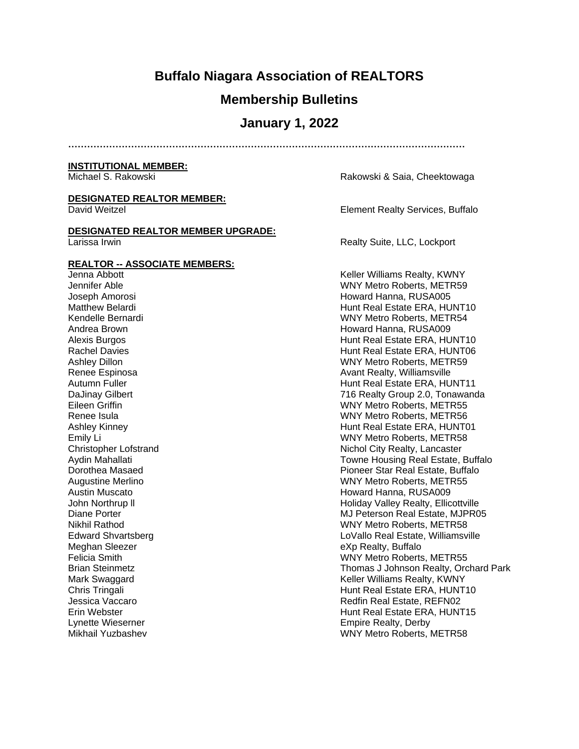# Buffalo Niagara Association of REALTORS

## Membership Bulletins

## January 1, 2022

…………………………………………………………………………………………………………

**INSTITUTIONAL MEMBER:**

| | |
|---|---|
| Michael S. Rakowski | Rakowski & Saia, Cheektowaga |

**DESIGNATED REALTOR MEMBER:**

| | |
|---|---|
| David Weitzel | Element Realty Services, Buffalo |

**DESIGNATED REALTOR MEMBER UPGRADE:**

| | |
|---|---|
| Larissa Irwin | Realty Suite, LLC, Lockport |

**REALTOR -- ASSOCIATE MEMBERS:**

| | |
|---|---|
| Jenna Abbott | Keller Williams Realty, KWNY |
| Jennifer Able | WNY Metro Roberts, METR59 |
| Joseph Amorosi | Howard Hanna, RUSA005 |
| Matthew Belardi | Hunt Real Estate ERA, HUNT10 |
| Kendelle Bernardi | WNY Metro Roberts, METR54 |
| Andrea Brown | Howard Hanna, RUSA009 |
| Alexis Burgos | Hunt Real Estate ERA, HUNT10 |
| Rachel Davies | Hunt Real Estate ERA, HUNT06 |
| Ashley Dillon | WNY Metro Roberts, METR59 |
| Renee Espinosa | Avant Realty, Williamsville |
| Autumn Fuller | Hunt Real Estate ERA, HUNT11 |
| DaJinay Gilbert | 716 Realty Group 2.0, Tonawanda |
| Eileen Griffin | WNY Metro Roberts, METR55 |
| Renee Isula | WNY Metro Roberts, METR56 |
| Ashley Kinney | Hunt Real Estate ERA, HUNT01 |
| Emily Li | WNY Metro Roberts, METR58 |
| Christopher Lofstrand | Nichol City Realty, Lancaster |
| Aydin Mahallati | Towne Housing Real Estate, Buffalo |
| Dorothea Masaed | Pioneer Star Real Estate, Buffalo |
| Augustine Merlino | WNY Metro Roberts, METR55 |
| Austin Muscato | Howard Hanna, RUSA009 |
| John Northrup ll | Holiday Valley Realty, Ellicottville |
| Diane Porter | MJ Peterson Real Estate, MJPR05 |
| Nikhil Rathod | WNY Metro Roberts, METR58 |
| Edward Shvartsberg | LoVallo Real Estate, Williamsville |
| Meghan Sleezer | eXp Realty, Buffalo |
| Felicia Smith | WNY Metro Roberts, METR55 |
| Brian Steinmetz | Thomas J Johnson Realty, Orchard Park |
| Mark Swaggard | Keller Williams Realty, KWNY |
| Chris Tringali | Hunt Real Estate ERA, HUNT10 |
| Jessica Vaccaro | Redfin Real Estate, REFN02 |
| Erin Webster | Hunt Real Estate ERA, HUNT15 |
| Lynette Wieserner | Empire Realty, Derby |
| Mikhail Yuzbashev | WNY Metro Roberts, METR58 |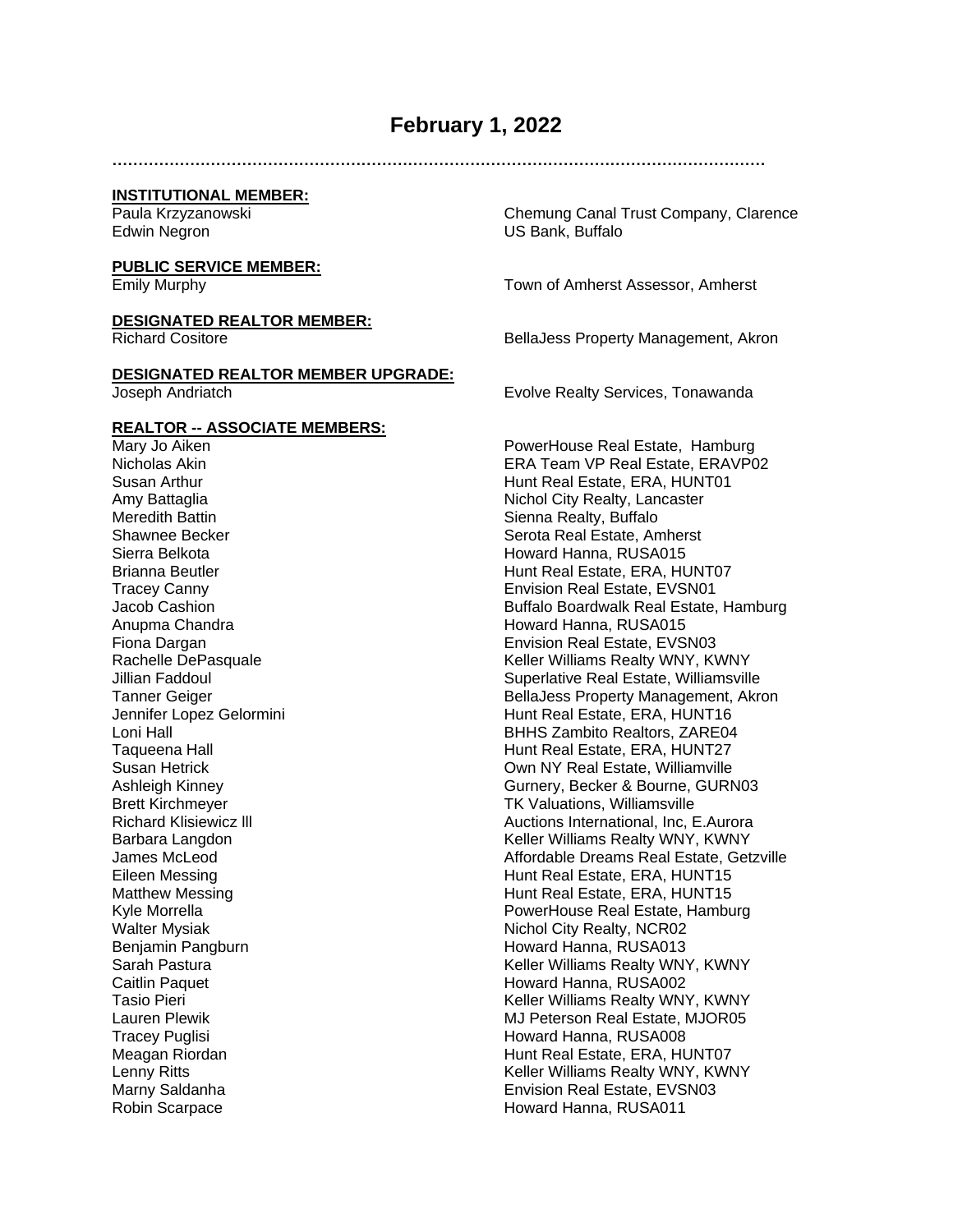# February 1, 2022

…………………………………………………………………………………………………………………

**INSTITUTIONAL MEMBER:**

| | |
|---|---|
| Paula Krzyzanowski | Chemung Canal Trust Company, Clarence |
| Edwin Negron | US Bank, Buffalo |

**PUBLIC SERVICE MEMBER:**

| | |
|---|---|
| Emily Murphy | Town of Amherst Assessor, Amherst |

**DESIGNATED REALTOR MEMBER:**

| | |
|---|---|
| Richard Cositore | BellaJess Property Management, Akron |

**DESIGNATED REALTOR MEMBER UPGRADE:**

| | |
|---|---|
| Joseph Andriatch | Evolve Realty Services, Tonawanda |

**REALTOR -- ASSOCIATE MEMBERS:**

| | |
|---|---|
| Mary Jo Aiken | PowerHouse Real Estate, Hamburg |
| Nicholas Akin | ERA Team VP Real Estate, ERAVP02 |
| Susan Arthur | Hunt Real Estate, ERA, HUNT01 |
| Amy Battaglia | Nichol City Realty, Lancaster |
| Meredith Battin | Sienna Realty, Buffalo |
| Shawnee Becker | Serota Real Estate, Amherst |
| Sierra Belkota | Howard Hanna, RUSA015 |
| Brianna Beutler | Hunt Real Estate, ERA, HUNT07 |
| Tracey Canny | Envision Real Estate, EVSN01 |
| Jacob Cashion | Buffalo Boardwalk Real Estate, Hamburg |
| Anupma Chandra | Howard Hanna, RUSA015 |
| Fiona Dargan | Envision Real Estate, EVSN03 |
| Rachelle DePasquale | Keller Williams Realty WNY, KWNY |
| Jillian Faddoul | Superlative Real Estate, Williamsville |
| Tanner Geiger | BellaJess Property Management, Akron |
| Jennifer Lopez Gelormini | Hunt Real Estate, ERA, HUNT16 |
| Loni Hall | BHHS Zambito Realtors, ZARE04 |
| Taqueena Hall | Hunt Real Estate, ERA, HUNT27 |
| Susan Hetrick | Own NY Real Estate, Williamville |
| Ashleigh Kinney | Gurnery, Becker & Bourne, GURN03 |
| Brett Kirchmeyer | TK Valuations, Williamsville |
| Richard Klisiewicz lll | Auctions International, Inc, E.Aurora |
| Barbara Langdon | Keller Williams Realty WNY, KWNY |
| James McLeod | Affordable Dreams Real Estate, Getzville |
| Eileen Messing | Hunt Real Estate, ERA, HUNT15 |
| Matthew Messing | Hunt Real Estate, ERA, HUNT15 |
| Kyle Morrella | PowerHouse Real Estate, Hamburg |
| Walter Mysiak | Nichol City Realty, NCR02 |
| Benjamin Pangburn | Howard Hanna, RUSA013 |
| Sarah Pastura | Keller Williams Realty WNY, KWNY |
| Caitlin Paquet | Howard Hanna, RUSA002 |
| Tasio Pieri | Keller Williams Realty WNY, KWNY |
| Lauren Plewik | MJ Peterson Real Estate, MJOR05 |
| Tracey Puglisi | Howard Hanna, RUSA008 |
| Meagan Riordan | Hunt Real Estate, ERA, HUNT07 |
| Lenny Ritts | Keller Williams Realty WNY, KWNY |
| Marny Saldanha | Envision Real Estate, EVSN03 |
| Robin Scarpace | Howard Hanna, RUSA011 |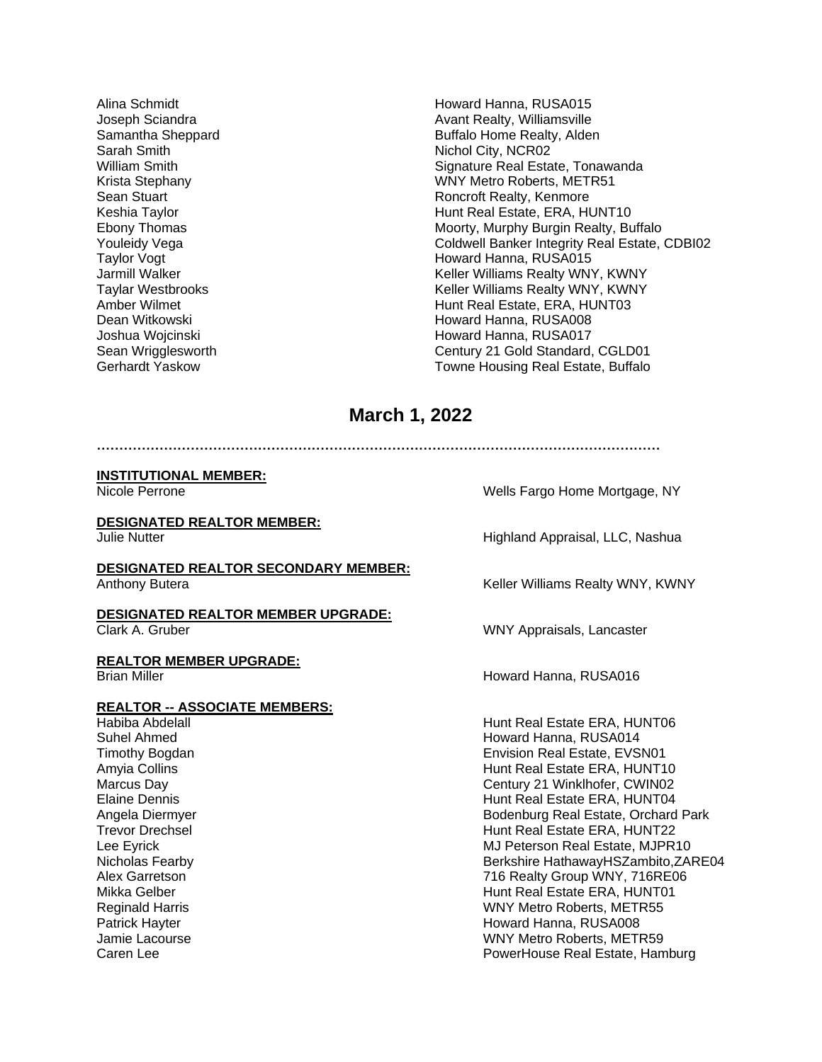| | |
|---|---|
| Alina Schmidt | Howard Hanna, RUSA015 |
| Joseph Sciandra | Avant Realty, Williamsville |
| Samantha Sheppard | Buffalo Home Realty, Alden |
| Sarah Smith | Nichol City, NCR02 |
| William Smith | Signature Real Estate, Tonawanda |
| Krista Stephany | WNY Metro Roberts, METR51 |
| Sean Stuart | Roncroft Realty, Kenmore |
| Keshia Taylor | Hunt Real Estate, ERA, HUNT10 |
| Ebony Thomas | Moorty, Murphy Burgin Realty, Buffalo |
| Youleidy Vega | Coldwell Banker Integrity Real Estate, CDBI02 |
| Taylor Vogt | Howard Hanna, RUSA015 |
| Jarmill Walker | Keller Williams Realty WNY, KWNY |
| Taylar Westbrooks | Keller Williams Realty WNY, KWNY |
| Amber Wilmet | Hunt Real Estate, ERA, HUNT03 |
| Dean Witkowski | Howard Hanna, RUSA008 |
| Joshua Wojcinski | Howard Hanna, RUSA017 |
| Sean Wrigglesworth | Century 21 Gold Standard, CGLD01 |
| Gerhardt Yaskow | Towne Housing Real Estate, Buffalo |

## March 1, 2022

…………………………………………………………………………………………………………

**INSTITUTIONAL MEMBER:**

| | |
|---|---|
| Nicole Perrone | Wells Fargo Home Mortgage, NY |

**DESIGNATED REALTOR MEMBER:**

| | |
|---|---|
| Julie Nutter | Highland Appraisal, LLC, Nashua |

**DESIGNATED REALTOR SECONDARY MEMBER:**

| | |
|---|---|
| Anthony Butera | Keller Williams Realty WNY, KWNY |

**DESIGNATED REALTOR MEMBER UPGRADE:**

| | |
|---|---|
| Clark A. Gruber | WNY Appraisals, Lancaster |

**REALTOR MEMBER UPGRADE:**

| | |
|---|---|
| Brian Miller | Howard Hanna, RUSA016 |

**REALTOR -- ASSOCIATE MEMBERS:**

| | |
|---|---|
| Habiba Abdelall | Hunt Real Estate ERA, HUNT06 |
| Suhel Ahmed | Howard Hanna, RUSA014 |
| Timothy Bogdan | Envision Real Estate, EVSN01 |
| Amyia Collins | Hunt Real Estate ERA, HUNT10 |
| Marcus Day | Century 21 Winklhofer, CWIN02 |
| Elaine Dennis | Hunt Real Estate ERA, HUNT04 |
| Angela Diermyer | Bodenburg Real Estate, Orchard Park |
| Trevor Drechsel | Hunt Real Estate ERA, HUNT22 |
| Lee Eyrick | MJ Peterson Real Estate, MJPR10 |
| Nicholas Fearby | Berkshire HathawayHSZambito,ZARE04 |
| Alex Garretson | 716 Realty Group WNY, 716RE06 |
| Mikka Gelber | Hunt Real Estate ERA, HUNT01 |
| Reginald Harris | WNY Metro Roberts, METR55 |
| Patrick Hayter | Howard Hanna, RUSA008 |
| Jamie Lacourse | WNY Metro Roberts, METR59 |
| Caren Lee | PowerHouse Real Estate, Hamburg |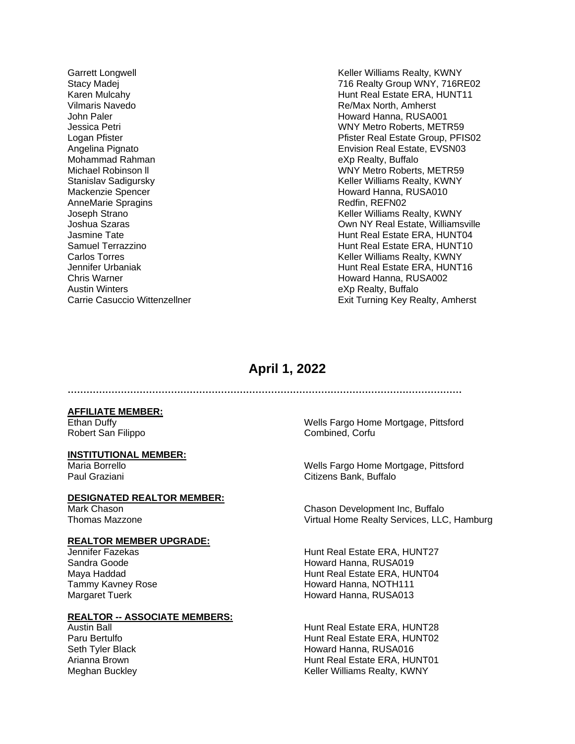| | |
|---|---|
| Garrett Longwell | Keller Williams Realty, KWNY |
| Stacy Madej | 716 Realty Group WNY, 716RE02 |
| Karen Mulcahy | Hunt Real Estate ERA, HUNT11 |
| Vilmaris Navedo | Re/Max North, Amherst |
| John Paler | Howard Hanna, RUSA001 |
| Jessica Petri | WNY Metro Roberts, METR59 |
| Logan Pfister | Pfister Real Estate Group, PFIS02 |
| Angelina Pignato | Envision Real Estate, EVSN03 |
| Mohammad Rahman | eXp Realty, Buffalo |
| Michael Robinson ll | WNY Metro Roberts, METR59 |
| Stanislav Sadigursky | Keller Williams Realty, KWNY |
| Mackenzie Spencer | Howard Hanna, RUSA010 |
| AnneMarie Spragins | Redfin, REFN02 |
| Joseph Strano | Keller Williams Realty, KWNY |
| Joshua Szaras | Own NY Real Estate, Williamsville |
| Jasmine Tate | Hunt Real Estate ERA, HUNT04 |
| Samuel Terrazzino | Hunt Real Estate ERA, HUNT10 |
| Carlos Torres | Keller Williams Realty, KWNY |
| Jennifer Urbaniak | Hunt Real Estate ERA, HUNT16 |
| Chris Warner | Howard Hanna, RUSA002 |
| Austin Winters | eXp Realty, Buffalo |
| Carrie Casuccio Wittenzellner | Exit Turning Key Realty, Amherst |

## April 1, 2022

……………………………………………………………………………………………………………

**AFFILIATE MEMBER:**

| | |
|---|---|
| Ethan Duffy | Wells Fargo Home Mortgage, Pittsford |
| Robert San Filippo | Combined, Corfu |

**INSTITUTIONAL MEMBER:**

| | |
|---|---|
| Maria Borrello | Wells Fargo Home Mortgage, Pittsford |
| Paul Graziani | Citizens Bank, Buffalo |

**DESIGNATED REALTOR MEMBER:**

| | |
|---|---|
| Mark Chason | Chason Development Inc, Buffalo |
| Thomas Mazzone | Virtual Home Realty Services, LLC, Hamburg |

**REALTOR MEMBER UPGRADE:**

| | |
|---|---|
| Jennifer Fazekas | Hunt Real Estate ERA, HUNT27 |
| Sandra Goode | Howard Hanna, RUSA019 |
| Maya Haddad | Hunt Real Estate ERA, HUNT04 |
| Tammy Kavney Rose | Howard Hanna, NOTH111 |
| Margaret Tuerk | Howard Hanna, RUSA013 |

**REALTOR -- ASSOCIATE MEMBERS:**

| | |
|---|---|
| Austin Ball | Hunt Real Estate ERA, HUNT28 |
| Paru Bertulfo | Hunt Real Estate ERA, HUNT02 |
| Seth Tyler Black | Howard Hanna, RUSA016 |
| Arianna Brown | Hunt Real Estate ERA, HUNT01 |
| Meghan Buckley | Keller Williams Realty, KWNY |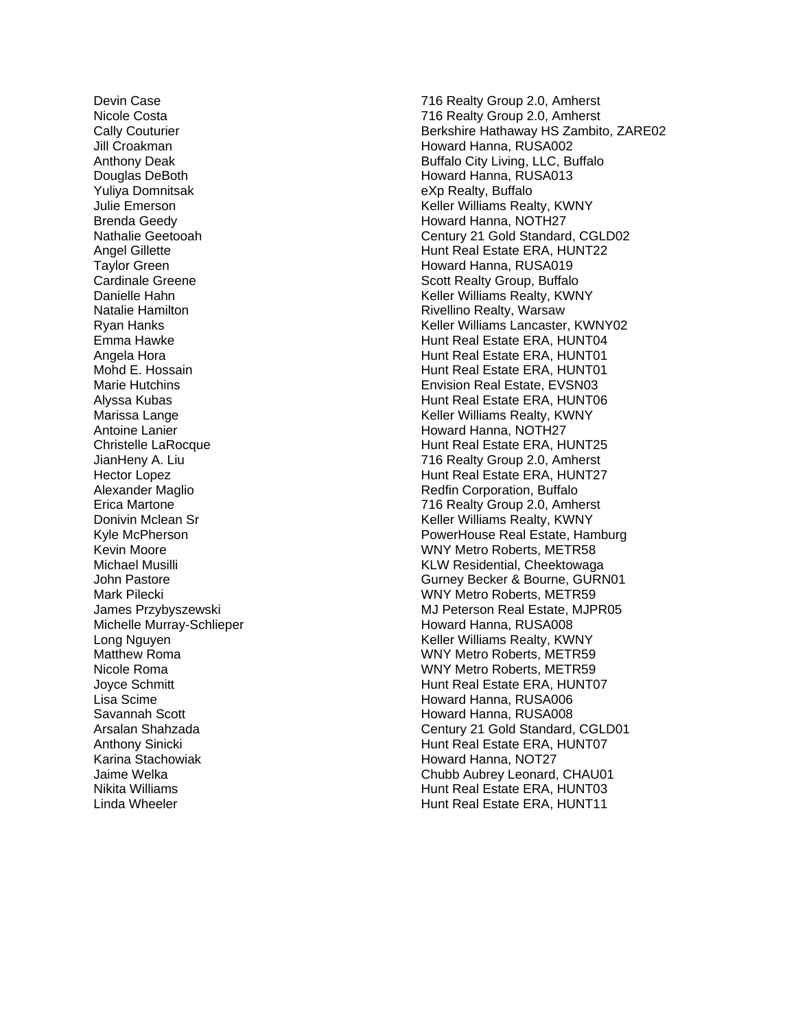| | |
|---|---|
| Devin Case | 716 Realty Group 2.0, Amherst |
| Nicole Costa | 716 Realty Group 2.0, Amherst |
| Cally Couturier | Berkshire Hathaway HS Zambito, ZARE02 |
| Jill Croakman | Howard Hanna, RUSA002 |
| Anthony Deak | Buffalo City Living, LLC, Buffalo |
| Douglas DeBoth | Howard Hanna, RUSA013 |
| Yuliya Domnitsak | eXp Realty, Buffalo |
| Julie Emerson | Keller Williams Realty, KWNY |
| Brenda Geedy | Howard Hanna, NOTH27 |
| Nathalie Geetooah | Century 21 Gold Standard, CGLD02 |
| Angel Gillette | Hunt Real Estate ERA, HUNT22 |
| Taylor Green | Howard Hanna, RUSA019 |
| Cardinale Greene | Scott Realty Group, Buffalo |
| Danielle Hahn | Keller Williams Realty, KWNY |
| Natalie Hamilton | Rivellino Realty, Warsaw |
| Ryan Hanks | Keller Williams Lancaster, KWNY02 |
| Emma Hawke | Hunt Real Estate ERA, HUNT04 |
| Angela Hora | Hunt Real Estate ERA, HUNT01 |
| Mohd E. Hossain | Hunt Real Estate ERA, HUNT01 |
| Marie Hutchins | Envision Real Estate, EVSN03 |
| Alyssa Kubas | Hunt Real Estate ERA, HUNT06 |
| Marissa Lange | Keller Williams Realty, KWNY |
| Antoine Lanier | Howard Hanna, NOTH27 |
| Christelle LaRocque | Hunt Real Estate ERA, HUNT25 |
| JianHeny A. Liu | 716 Realty Group 2.0, Amherst |
| Hector Lopez | Hunt Real Estate ERA, HUNT27 |
| Alexander Maglio | Redfin Corporation, Buffalo |
| Erica Martone | 716 Realty Group 2.0, Amherst |
| Donivin Mclean Sr | Keller Williams Realty, KWNY |
| Kyle McPherson | PowerHouse Real Estate, Hamburg |
| Kevin Moore | WNY Metro Roberts, METR58 |
| Michael Musilli | KLW Residential, Cheektowaga |
| John Pastore | Gurney Becker & Bourne, GURN01 |
| Mark Pilecki | WNY Metro Roberts, METR59 |
| James Przybyszewski | MJ Peterson Real Estate, MJPR05 |
| Michelle Murray-Schlieper | Howard Hanna, RUSA008 |
| Long Nguyen | Keller Williams Realty, KWNY |
| Matthew Roma | WNY Metro Roberts, METR59 |
| Nicole Roma | WNY Metro Roberts, METR59 |
| Joyce Schmitt | Hunt Real Estate ERA, HUNT07 |
| Lisa Scime | Howard Hanna, RUSA006 |
| Savannah Scott | Howard Hanna, RUSA008 |
| Arsalan Shahzada | Century 21 Gold Standard, CGLD01 |
| Anthony Sinicki | Hunt Real Estate ERA, HUNT07 |
| Karina Stachowiak | Howard Hanna, NOT27 |
| Jaime Welka | Chubb Aubrey Leonard, CHAU01 |
| Nikita Williams | Hunt Real Estate ERA, HUNT03 |
| Linda Wheeler | Hunt Real Estate ERA, HUNT11 |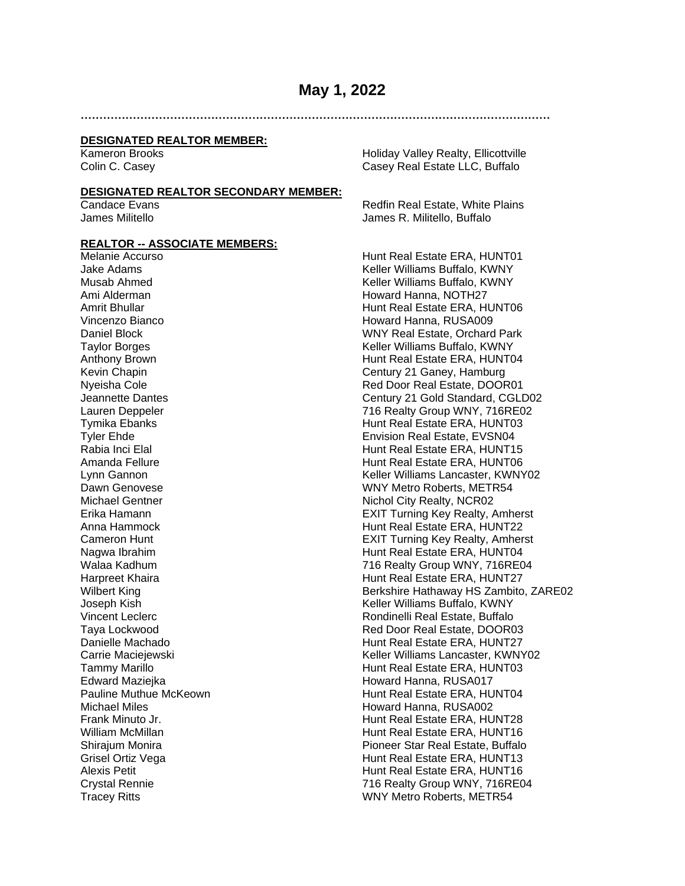# May 1, 2022

……………………………………………………………………………………………………………

**DESIGNATED REALTOR MEMBER:**

| | |
|---|---|
| Kameron Brooks | Holiday Valley Realty, Ellicottville |
| Colin C. Casey | Casey Real Estate LLC, Buffalo |

**DESIGNATED REALTOR SECONDARY MEMBER:**

| | |
|---|---|
| Candace Evans | Redfin Real Estate, White Plains |
| James Militello | James R. Militello, Buffalo |

**REALTOR -- ASSOCIATE MEMBERS:**

| | |
|---|---|
| Melanie Accurso | Hunt Real Estate ERA, HUNT01 |
| Jake Adams | Keller Williams Buffalo, KWNY |
| Musab Ahmed | Keller Williams Buffalo, KWNY |
| Ami Alderman | Howard Hanna, NOTH27 |
| Amrit Bhullar | Hunt Real Estate ERA, HUNT06 |
| Vincenzo Bianco | Howard Hanna, RUSA009 |
| Daniel Block | WNY Real Estate, Orchard Park |
| Taylor Borges | Keller Williams Buffalo, KWNY |
| Anthony Brown | Hunt Real Estate ERA, HUNT04 |
| Kevin Chapin | Century 21 Ganey, Hamburg |
| Nyeisha Cole | Red Door Real Estate, DOOR01 |
| Jeannette Dantes | Century 21 Gold Standard, CGLD02 |
| Lauren Deppeler | 716 Realty Group WNY, 716RE02 |
| Tymika Ebanks | Hunt Real Estate ERA, HUNT03 |
| Tyler Ehde | Envision Real Estate, EVSN04 |
| Rabia Inci Elal | Hunt Real Estate ERA, HUNT15 |
| Amanda Fellure | Hunt Real Estate ERA, HUNT06 |
| Lynn Gannon | Keller Williams Lancaster, KWNY02 |
| Dawn Genovese | WNY Metro Roberts, METR54 |
| Michael Gentner | Nichol City Realty, NCR02 |
| Erika Hamann | EXIT Turning Key Realty, Amherst |
| Anna Hammock | Hunt Real Estate ERA, HUNT22 |
| Cameron Hunt | EXIT Turning Key Realty, Amherst |
| Nagwa Ibrahim | Hunt Real Estate ERA, HUNT04 |
| Walaa Kadhum | 716 Realty Group WNY, 716RE04 |
| Harpreet Khaira | Hunt Real Estate ERA, HUNT27 |
| Wilbert King | Berkshire Hathaway HS Zambito, ZARE02 |
| Joseph Kish | Keller Williams Buffalo, KWNY |
| Vincent Leclerc | Rondinelli Real Estate, Buffalo |
| Taya Lockwood | Red Door Real Estate, DOOR03 |
| Danielle Machado | Hunt Real Estate ERA, HUNT27 |
| Carrie Maciejewski | Keller Williams Lancaster, KWNY02 |
| Tammy Marillo | Hunt Real Estate ERA, HUNT03 |
| Edward Maziejka | Howard Hanna, RUSA017 |
| Pauline Muthue McKeown | Hunt Real Estate ERA, HUNT04 |
| Michael Miles | Howard Hanna, RUSA002 |
| Frank Minuto Jr. | Hunt Real Estate ERA, HUNT28 |
| William McMillan | Hunt Real Estate ERA, HUNT16 |
| Shirajum Monira | Pioneer Star Real Estate, Buffalo |
| Grisel Ortiz Vega | Hunt Real Estate ERA, HUNT13 |
| Alexis Petit | Hunt Real Estate ERA, HUNT16 |
| Crystal Rennie | 716 Realty Group WNY, 716RE04 |
| Tracey Ritts | WNY Metro Roberts, METR54 |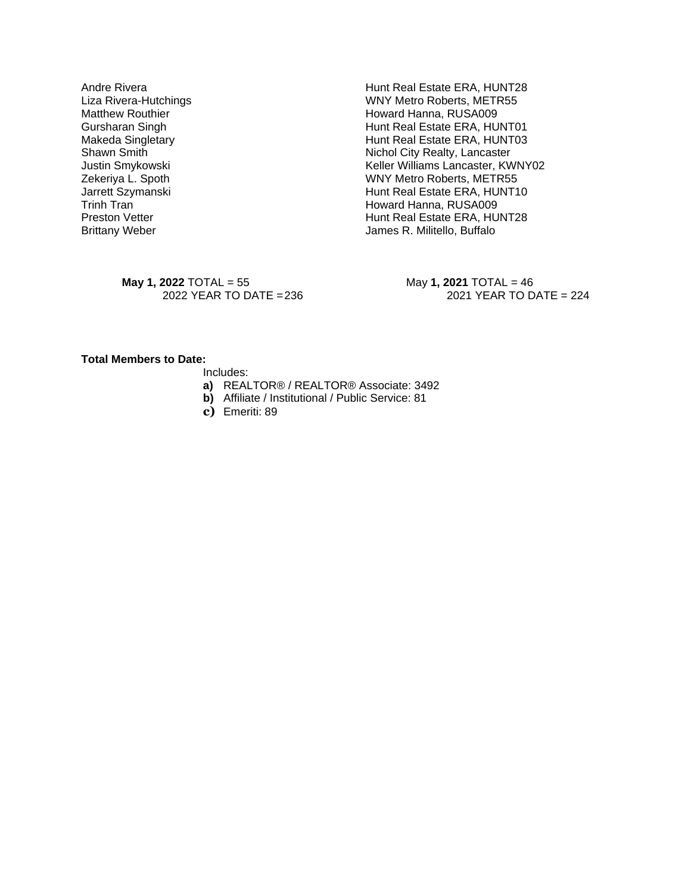| | |
|---|---|
| Andre Rivera | Hunt Real Estate ERA, HUNT28 |
| Liza Rivera-Hutchings | WNY Metro Roberts, METR55 |
| Matthew Routhier | Howard Hanna, RUSA009 |
| Gursharan Singh | Hunt Real Estate ERA, HUNT01 |
| Makeda Singletary | Hunt Real Estate ERA, HUNT03 |
| Shawn Smith | Nichol City Realty, Lancaster |
| Justin Smykowski | Keller Williams Lancaster, KWNY02 |
| Zekeriya L. Spoth | WNY Metro Roberts, METR55 |
| Jarrett Szymanski | Hunt Real Estate ERA, HUNT10 |
| Trinh Tran | Howard Hanna, RUSA009 |
| Preston Vetter | Hunt Real Estate ERA, HUNT28 |
| Brittany Weber | James R. Militello, Buffalo |

**May 1, 2022** TOTAL = 55
2022 YEAR TO DATE = 236

May **1, 2021** TOTAL = 46
2021 YEAR TO DATE = 224

**Total Members to Date:**

Includes:

**a)** REALTOR® / REALTOR® Associate: 3492
**b)** Affiliate / Institutional / Public Service: 81
**c)** Emeriti: 89